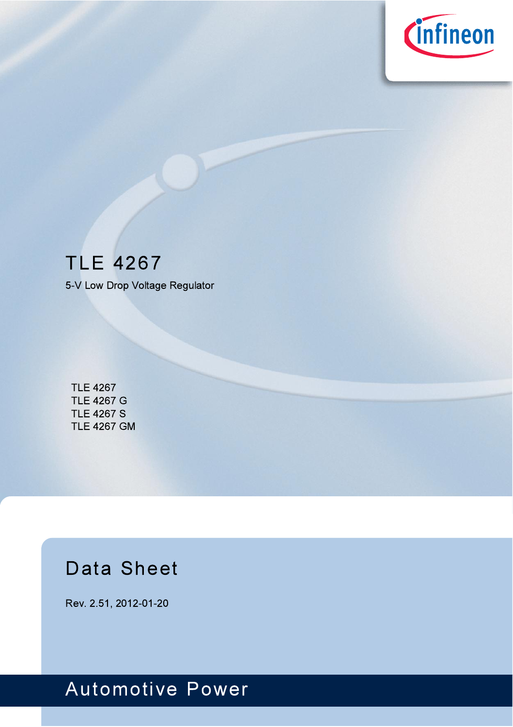# TLE 4267

5-V Low Drop Voltage Regulator

TLE 4267
TLE 4267 G
TLE 4267 S
TLE 4267 GM

## Data Sheet

Rev. 2.51, 2012-01-20

Automotive Power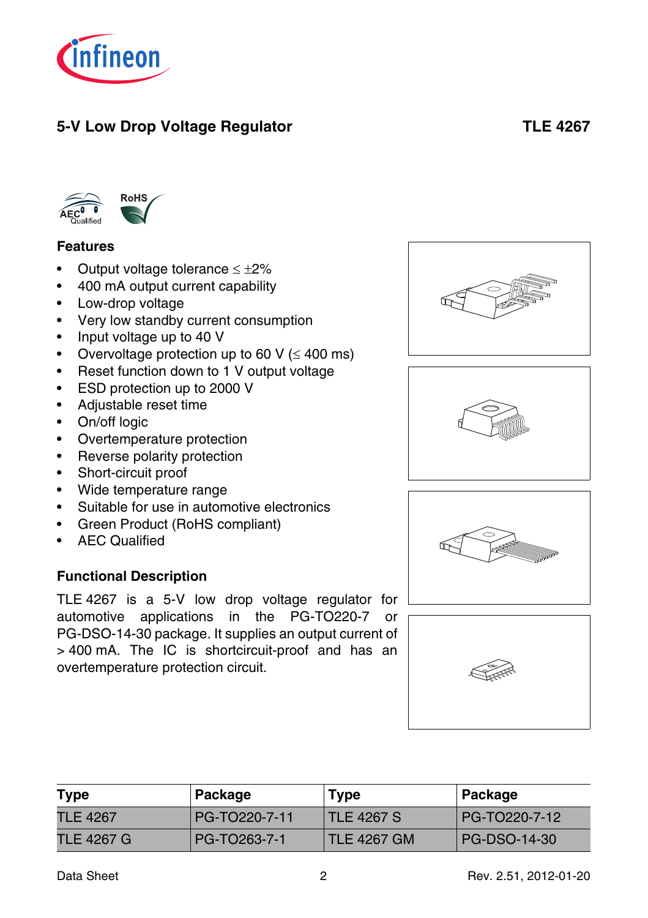## 5-V Low Drop Voltage Regulator

**TLE 4267**

### Features

- Output voltage tolerance ≤ ±2%
- 400 mA output current capability
- Low-drop voltage
- Very low standby current consumption
- Input voltage up to 40 V
- Overvoltage protection up to 60 V (≤ 400 ms)
- Reset function down to 1 V output voltage
- ESD protection up to 2000 V
- Adjustable reset time
- On/off logic
- Overtemperature protection
- Reverse polarity protection
- Short-circuit proof
- Wide temperature range
- Suitable for use in automotive electronics
- Green Product (RoHS compliant)
- AEC Qualified

### Functional Description

TLE 4267 is a 5-V low drop voltage regulator for automotive applications in the PG-TO220-7 or PG-DSO-14-30 package. It supplies an output current of > 400 mA. The IC is shortcircuit-proof and has an overtemperature protection circuit.

| Type | Package | Type | Package |
|---|---|---|---|
| TLE 4267 | PG-TO220-7-11 | TLE 4267 S | PG-TO220-7-12 |
| TLE 4267 G | PG-TO263-7-1 | TLE 4267 GM | PG-DSO-14-30 |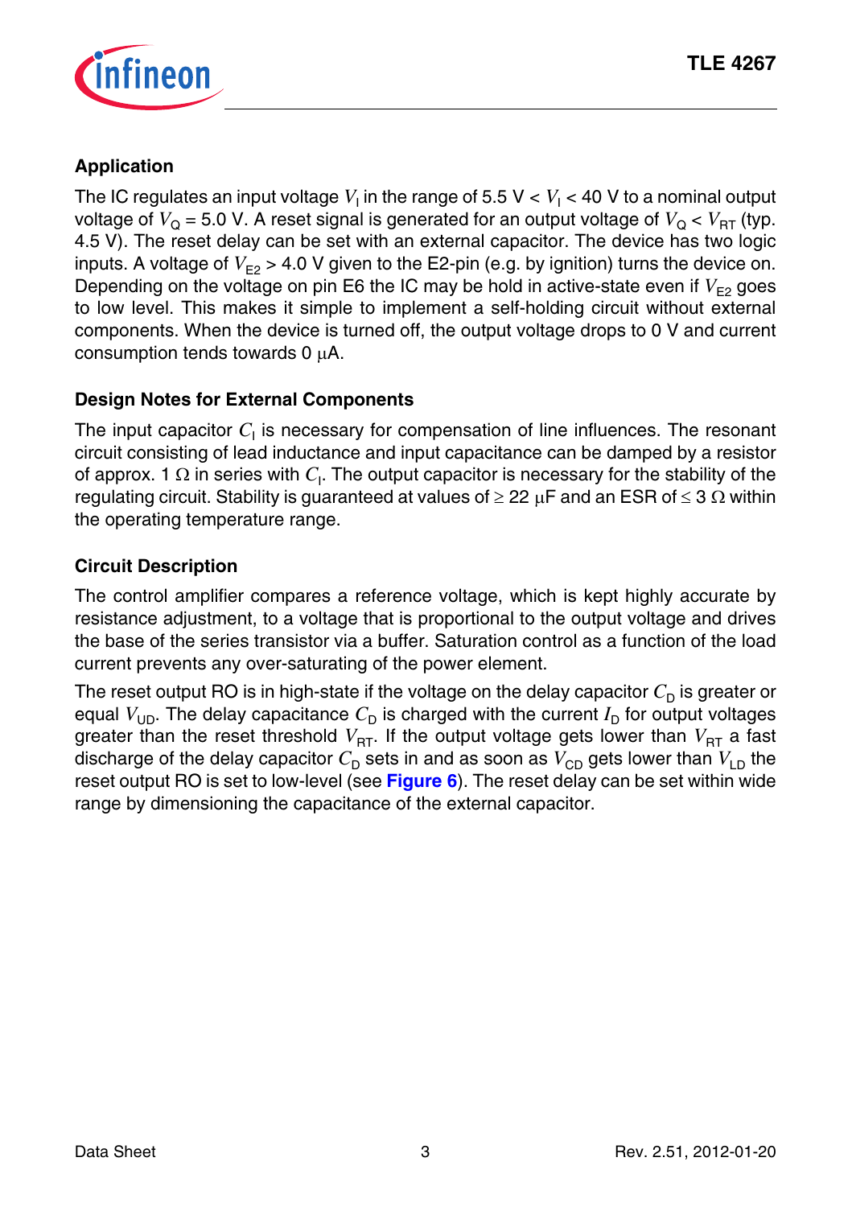## Application

The IC regulates an input voltage $V_I$ in the range of 5.5 V < $V_I$ < 40 V to a nominal output voltage of $V_Q$ = 5.0 V. A reset signal is generated for an output voltage of $V_Q < V_{RT}$ (typ. 4.5 V). The reset delay can be set with an external capacitor. The device has two logic inputs. A voltage of $V_{E2}$ > 4.0 V given to the E2-pin (e.g. by ignition) turns the device on. Depending on the voltage on pin E6 the IC may be hold in active-state even if $V_{E2}$ goes to low level. This makes it simple to implement a self-holding circuit without external components. When the device is turned off, the output voltage drops to 0 V and current consumption tends towards 0 µA.

## Design Notes for External Components

The input capacitor $C_I$ is necessary for compensation of line influences. The resonant circuit consisting of lead inductance and input capacitance can be damped by a resistor of approx. 1 Ω in series with $C_I$. The output capacitor is necessary for the stability of the regulating circuit. Stability is guaranteed at values of ≥ 22 µF and an ESR of ≤ 3 Ω within the operating temperature range.

## Circuit Description

The control amplifier compares a reference voltage, which is kept highly accurate by resistance adjustment, to a voltage that is proportional to the output voltage and drives the base of the series transistor via a buffer. Saturation control as a function of the load current prevents any over-saturating of the power element.

The reset output RO is in high-state if the voltage on the delay capacitor $C_D$ is greater or equal $V_{UD}$. The delay capacitance $C_D$ is charged with the current $I_D$ for output voltages greater than the reset threshold $V_{RT}$. If the output voltage gets lower than $V_{RT}$ a fast discharge of the delay capacitor $C_D$ sets in and as soon as $V_{CD}$ gets lower than $V_{LD}$ the reset output RO is set to low-level (see **Figure 6**). The reset delay can be set within wide range by dimensioning the capacitance of the external capacitor.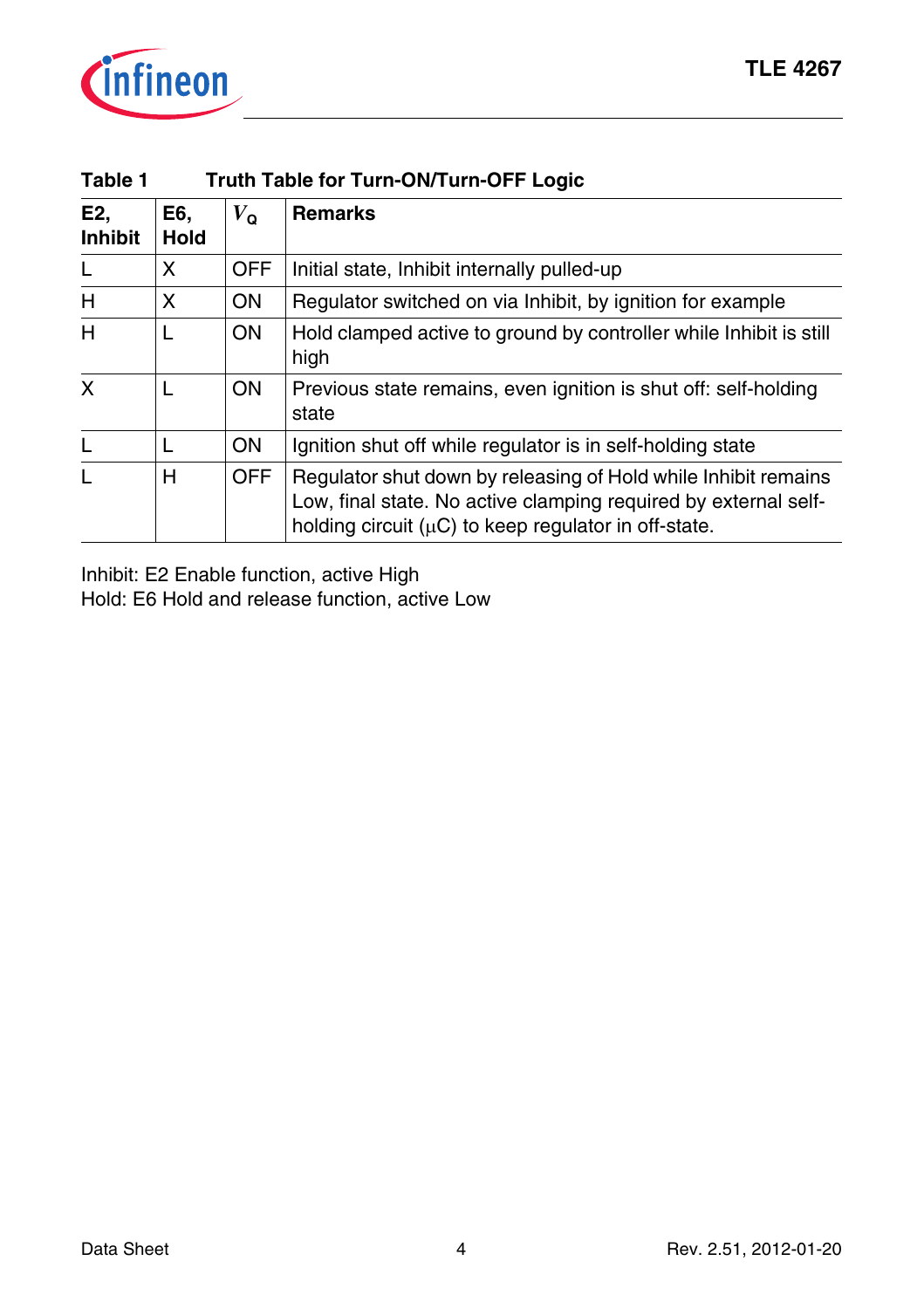**Table 1 Truth Table for Turn-ON/Turn-OFF Logic**

| E2, Inhibit | E6, Hold | $V_Q$ | Remarks |
|---|---|---|---|
| L | X | OFF | Initial state, Inhibit internally pulled-up |
| H | X | ON | Regulator switched on via Inhibit, by ignition for example |
| H | L | ON | Hold clamped active to ground by controller while Inhibit is still high |
| X | L | ON | Previous state remains, even ignition is shut off: self-holding state |
| L | L | ON | Ignition shut off while regulator is in self-holding state |
| L | H | OFF | Regulator shut down by releasing of Hold while Inhibit remains Low, final state. No active clamping required by external self-holding circuit (μC) to keep regulator in off-state. |

Inhibit: E2 Enable function, active High
Hold: E6 Hold and release function, active Low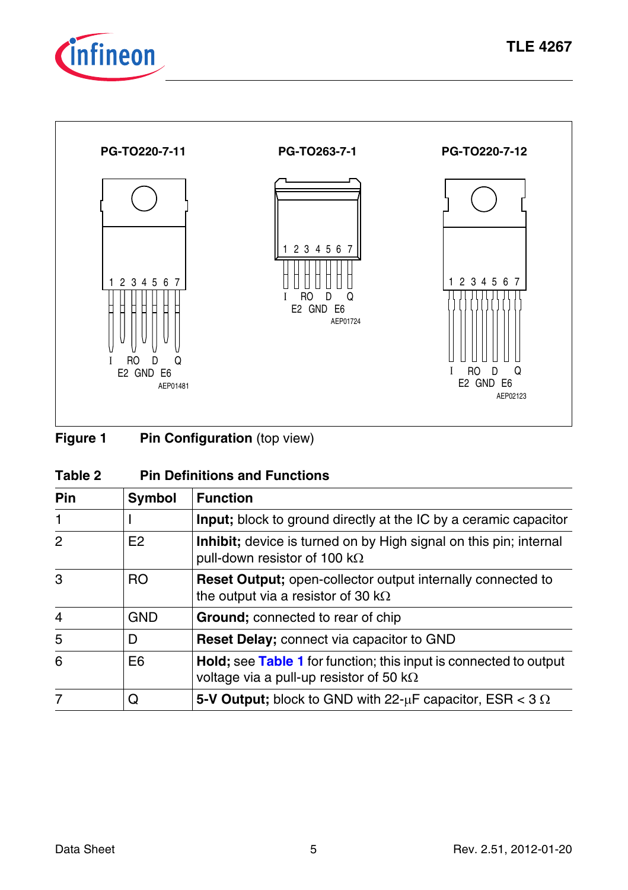PG-TO220-7-11

1 2 3 4 5 6 7

I RO D Q
E2 GND E6

AEP01481

PG-TO263-7-1

1 2 3 4 5 6 7

I RO D Q
E2 GND E6

AEP01724

PG-TO220-7-12

1 2 3 4 5 6 7

I RO D Q
E2 GND E6

AEP02123

**Figure 1 Pin Configuration** (top view)

**Table 2 Pin Definitions and Functions**

| Pin | Symbol | Function |
|---|---|---|
| 1 | I | **Input;** block to ground directly at the IC by a ceramic capacitor |
| 2 | E2 | **Inhibit;** device is turned on by High signal on this pin; internal pull-down resistor of 100 kΩ |
| 3 | RO | **Reset Output;** open-collector output internally connected to the output via a resistor of 30 kΩ |
| 4 | GND | **Ground;** connected to rear of chip |
| 5 | D | **Reset Delay;** connect via capacitor to GND |
| 6 | E6 | **Hold;** see **Table 1** for function; this input is connected to output voltage via a pull-up resistor of 50 kΩ |
| 7 | Q | **5-V Output;** block to GND with 22-μF capacitor, ESR < 3 Ω |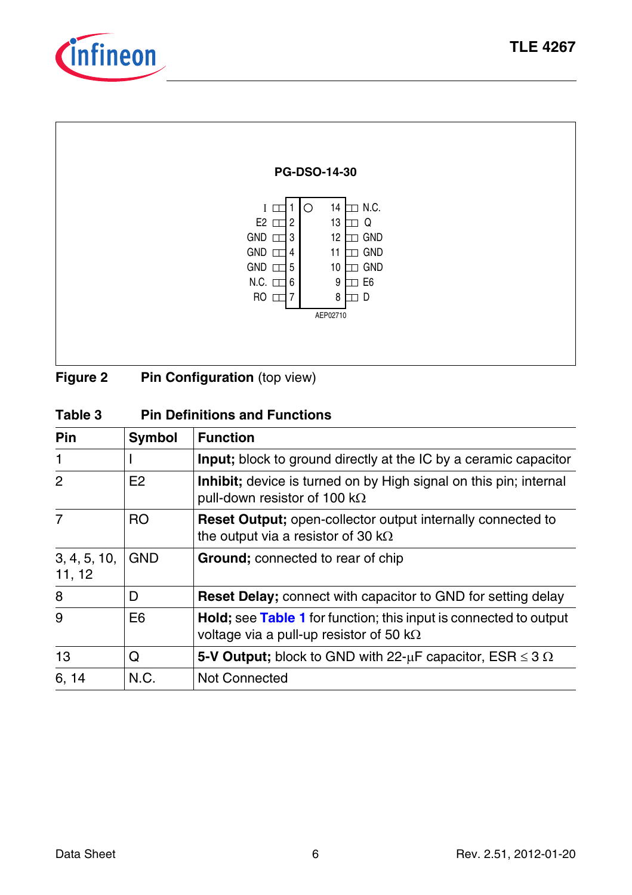PG-DSO-14-30

| Pin | Symbol | | Pin | Symbol |
|---|---|---|---|---|
| 1 | I | | 14 | N.C. |
| 2 | E2 | | 13 | Q |
| 3 | GND | | 12 | GND |
| 4 | GND | | 11 | GND |
| 5 | GND | | 10 | GND |
| 6 | N.C. | | 9 | E6 |
| 7 | RO | | 8 | D |

AEP02710

**Figure 2 Pin Configuration** (top view)

**Table 3 Pin Definitions and Functions**

| Pin | Symbol | Function |
|---|---|---|
| 1 | I | **Input;** block to ground directly at the IC by a ceramic capacitor |
| 2 | E2 | **Inhibit;** device is turned on by High signal on this pin; internal pull-down resistor of 100 kΩ |
| 7 | RO | **Reset Output;** open-collector output internally connected to the output via a resistor of 30 kΩ |
| 3, 4, 5, 10, 11, 12 | GND | **Ground;** connected to rear of chip |
| 8 | D | **Reset Delay;** connect with capacitor to GND for setting delay |
| 9 | E6 | **Hold;** see **Table 1** for function; this input is connected to output voltage via a pull-up resistor of 50 kΩ |
| 13 | Q | **5-V Output;** block to GND with 22-µF capacitor, ESR ≤ 3 Ω |
| 6, 14 | N.C. | Not Connected |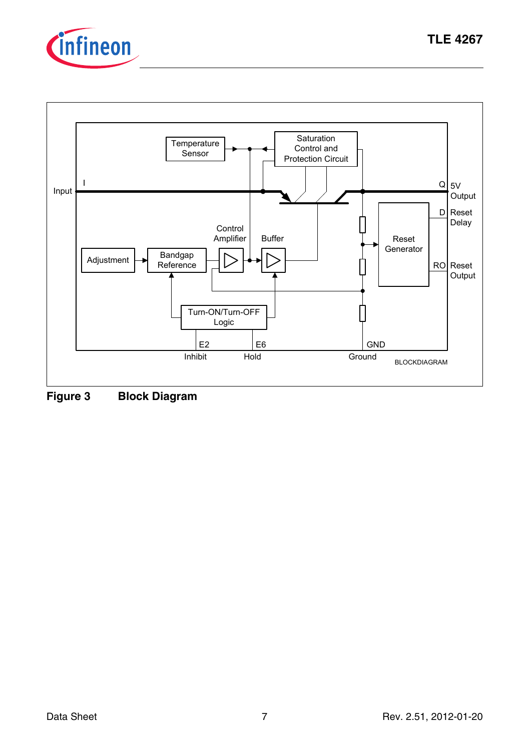**Figure 3 Block Diagram**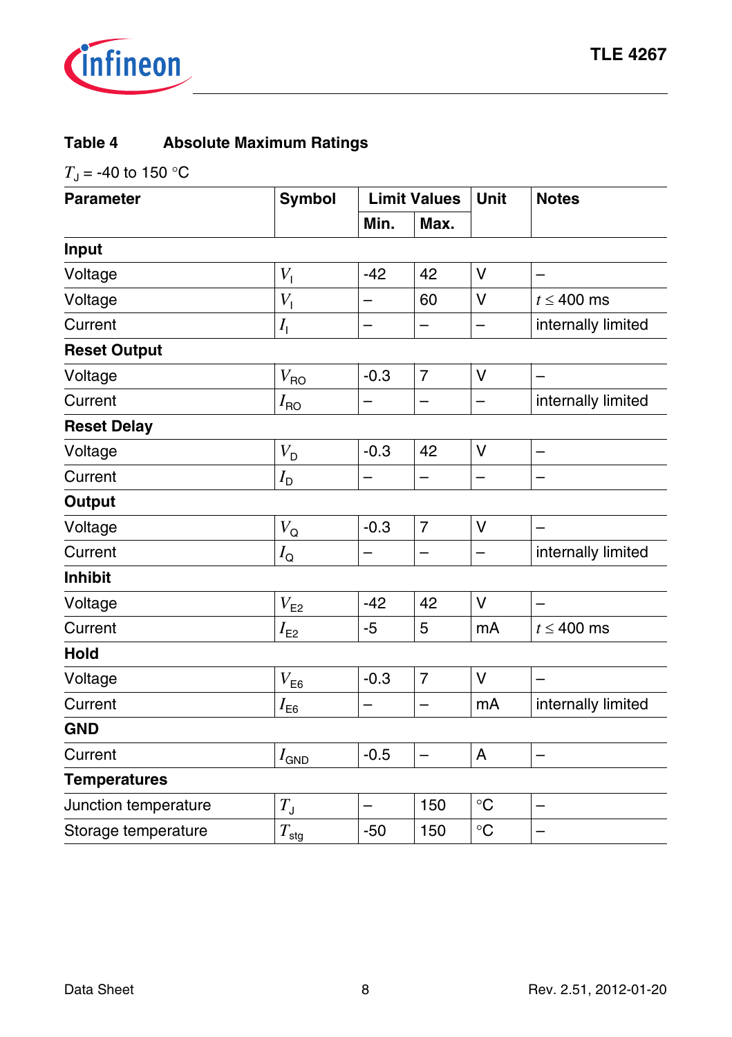**Table 4 Absolute Maximum Ratings**

$T_J$ = -40 to 150 °C

| Parameter | Symbol | Limit Values | | Unit | Notes |
|---|---|---|---|---|---|
| | | Min. | Max. | | |
| **Input** | | | | | |
| Voltage | $V_I$ | -42 | 42 | V | – |
| Voltage | $V_I$ | – | 60 | V | $t \leq$ 400 ms |
| Current | $I_I$ | – | – | – | internally limited |
| **Reset Output** | | | | | |
| Voltage | $V_{RO}$ | -0.3 | 7 | V | – |
| Current | $I_{RO}$ | – | – | – | internally limited |
| **Reset Delay** | | | | | |
| Voltage | $V_D$ | -0.3 | 42 | V | – |
| Current | $I_D$ | – | – | – | – |
| **Output** | | | | | |
| Voltage | $V_Q$ | -0.3 | 7 | V | – |
| Current | $I_Q$ | – | – | – | internally limited |
| **Inhibit** | | | | | |
| Voltage | $V_{E2}$ | -42 | 42 | V | – |
| Current | $I_{E2}$ | -5 | 5 | mA | $t \leq$ 400 ms |
| **Hold** | | | | | |
| Voltage | $V_{E6}$ | -0.3 | 7 | V | – |
| Current | $I_{E6}$ | – | – | mA | internally limited |
| **GND** | | | | | |
| Current | $I_{GND}$ | -0.5 | – | A | – |
| **Temperatures** | | | | | |
| Junction temperature | $T_J$ | – | 150 | °C | – |
| Storage temperature | $T_{stg}$ | -50 | 150 | °C | – |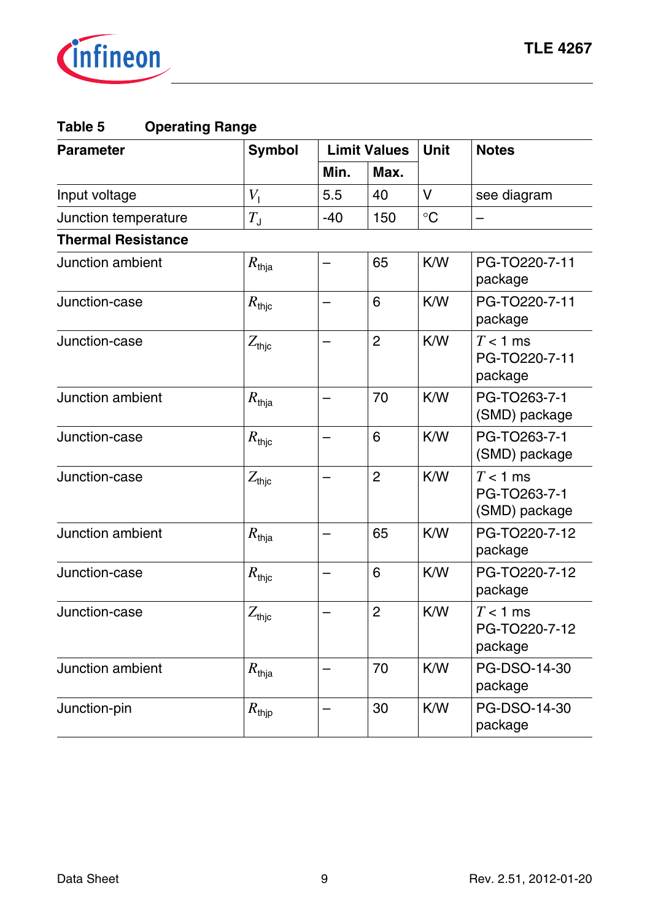**Table 5 Operating Range**

| Parameter | Symbol | Limit Values | | Unit | Notes |
|---|---|---|---|---|---|
| | | Min. | Max. | | |
| Input voltage | $V_I$ | 5.5 | 40 | V | see diagram |
| Junction temperature | $T_J$ | -40 | 150 | °C | – |
| **Thermal Resistance** | | | | | |
| Junction ambient | $R_{thja}$ | – | 65 | K/W | PG-TO220-7-11 package |
| Junction-case | $R_{thjc}$ | – | 6 | K/W | PG-TO220-7-11 package |
| Junction-case | $Z_{thjc}$ | – | 2 | K/W | $T$ < 1 ms PG-TO220-7-11 package |
| Junction ambient | $R_{thja}$ | – | 70 | K/W | PG-TO263-7-1 (SMD) package |
| Junction-case | $R_{thjc}$ | – | 6 | K/W | PG-TO263-7-1 (SMD) package |
| Junction-case | $Z_{thjc}$ | – | 2 | K/W | $T$ < 1 ms PG-TO263-7-1 (SMD) package |
| Junction ambient | $R_{thja}$ | – | 65 | K/W | PG-TO220-7-12 package |
| Junction-case | $R_{thjc}$ | – | 6 | K/W | PG-TO220-7-12 package |
| Junction-case | $Z_{thjc}$ | – | 2 | K/W | $T$ < 1 ms PG-TO220-7-12 package |
| Junction ambient | $R_{thja}$ | – | 70 | K/W | PG-DSO-14-30 package |
| Junction-pin | $R_{thjp}$ | – | 30 | K/W | PG-DSO-14-30 package |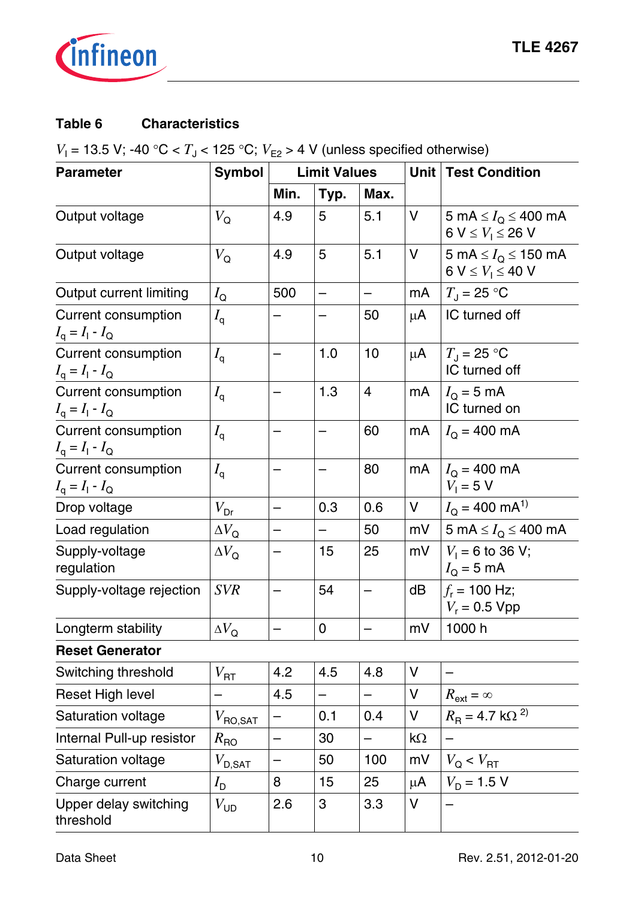**Table 6 Characteristics**

$V_I$ = 13.5 V; -40 °C < $T_J$ < 125 °C; $V_{E2}$ > 4 V (unless specified otherwise)

| Parameter | Symbol | Limit Values | | | Unit | Test Condition |
|---|---|---|---|---|---|---|
| | | Min. | Typ. | Max. | | |
| Output voltage | $V_Q$ | 4.9 | 5 | 5.1 | V | 5 mA ≤ $I_Q$ ≤ 400 mA<br>6 V ≤ $V_I$ ≤ 26 V |
| Output voltage | $V_Q$ | 4.9 | 5 | 5.1 | V | 5 mA ≤ $I_Q$ ≤ 150 mA<br>6 V ≤ $V_I$ ≤ 40 V |
| Output current limiting | $I_Q$ | 500 | – | – | mA | $T_J$ = 25 °C |
| Current consumption<br>$I_q = I_I - I_Q$ | $I_q$ | – | – | 50 | µA | IC turned off |
| Current consumption<br>$I_q = I_I - I_Q$ | $I_q$ | – | 1.0 | 10 | µA | $T_J$ = 25 °C<br>IC turned off |
| Current consumption<br>$I_q = I_I - I_Q$ | $I_q$ | – | 1.3 | 4 | mA | $I_Q$ = 5 mA<br>IC turned on |
| Current consumption<br>$I_q = I_I - I_Q$ | $I_q$ | – | – | 60 | mA | $I_Q$ = 400 mA |
| Current consumption<br>$I_q = I_I - I_Q$ | $I_q$ | – | – | 80 | mA | $I_Q$ = 400 mA<br>$V_I$ = 5 V |
| Drop voltage | $V_{Dr}$ | – | 0.3 | 0.6 | V | $I_Q$ = 400 mA[1] |
| Load regulation | $\Delta V_Q$ | – | – | 50 | mV | 5 mA ≤ $I_Q$ ≤ 400 mA |
| Supply-voltage regulation | $\Delta V_Q$ | – | 15 | 25 | mV | $V_I$ = 6 to 36 V;<br>$I_Q$ = 5 mA |
| Supply-voltage rejection | $SVR$ | – | 54 | – | dB | $f_r$ = 100 Hz;<br>$V_r$ = 0.5 Vpp |
| Longterm stability | $\Delta V_Q$ | – | 0 | – | mV | 1000 h |
| **Reset Generator** | | | | | | |
| Switching threshold | $V_{RT}$ | 4.2 | 4.5 | 4.8 | V | – |
| Reset High level | – | 4.5 | – | – | V | $R_{ext} = \infty$ |
| Saturation voltage | $V_{RO,SAT}$ | – | 0.1 | 0.4 | V | $R_R$ = 4.7 kΩ[2] |
| Internal Pull-up resistor | $R_{RO}$ | – | 30 | – | kΩ | – |
| Saturation voltage | $V_{D,SAT}$ | – | 50 | 100 | mV | $V_Q < V_{RT}$ |
| Charge current | $I_D$ | 8 | 15 | 25 | µA | $V_D$ = 1.5 V |
| Upper delay switching threshold | $V_{UD}$ | 2.6 | 3 | 3.3 | V | – |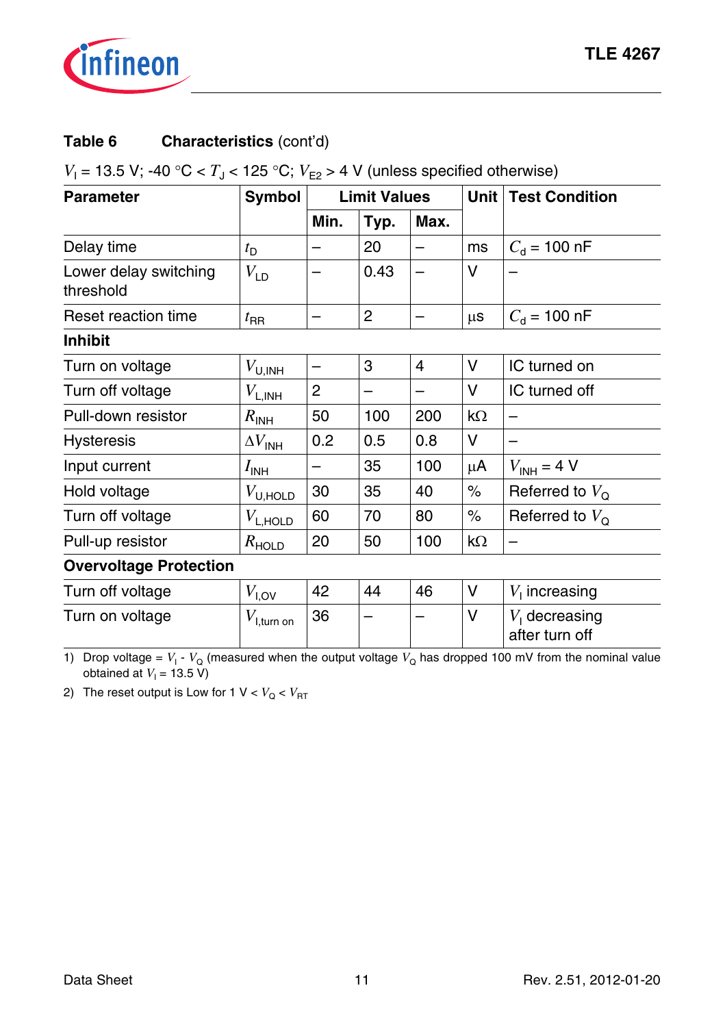**Table 6 Characteristics** (cont'd)

$V_I$ = 13.5 V; -40 °C < $T_J$ < 125 °C; $V_{E2}$ > 4 V (unless specified otherwise)

| Parameter | Symbol | Limit Values | | | Unit | Test Condition |
|---|---|---|---|---|---|---|
| | | Min. | Typ. | Max. | | |
| Delay time | $t_D$ | – | 20 | – | ms | $C_d$ = 100 nF |
| Lower delay switching threshold | $V_{LD}$ | – | 0.43 | – | V | – |
| Reset reaction time | $t_{RR}$ | – | 2 | – | µs | $C_d$ = 100 nF |
| **Inhibit** | | | | | | |
| Turn on voltage | $V_{U,INH}$ | – | 3 | 4 | V | IC turned on |
| Turn off voltage | $V_{L,INH}$ | 2 | – | – | V | IC turned off |
| Pull-down resistor | $R_{INH}$ | 50 | 100 | 200 | kΩ | – |
| Hysteresis | $\Delta V_{INH}$ | 0.2 | 0.5 | 0.8 | V | – |
| Input current | $I_{INH}$ | – | 35 | 100 | µA | $V_{INH}$ = 4 V |
| Hold voltage | $V_{U,HOLD}$ | 30 | 35 | 40 | % | Referred to $V_Q$ |
| Turn off voltage | $V_{L,HOLD}$ | 60 | 70 | 80 | % | Referred to $V_Q$ |
| Pull-up resistor | $R_{HOLD}$ | 20 | 50 | 100 | kΩ | – |
| **Overvoltage Protection** | | | | | | |
| Turn off voltage | $V_{I,OV}$ | 42 | 44 | 46 | V | $V_I$ increasing |
| Turn on voltage | $V_{I,turn\ on}$ | 36 | – | – | V | $V_I$ decreasing after turn off |

1) Drop voltage = $V_I$ - $V_Q$ (measured when the output voltage $V_Q$ has dropped 100 mV from the nominal value obtained at $V_I$ = 13.5 V)

2) The reset output is Low for 1 V < $V_Q$ < $V_{RT}$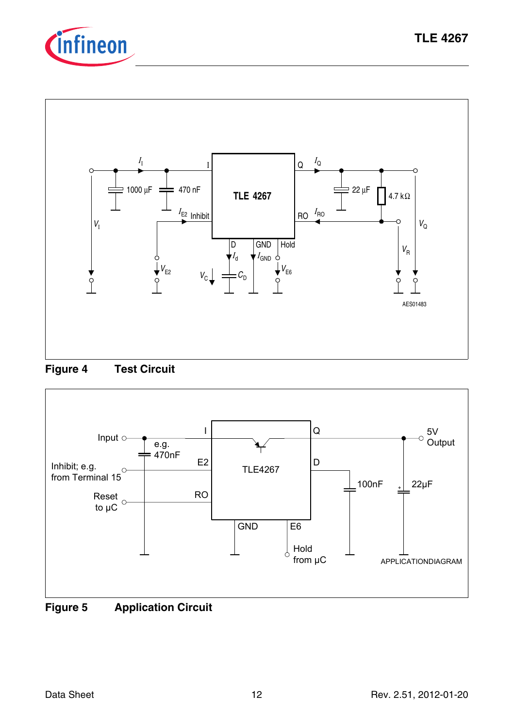**Figure 4 Test Circuit**

**Figure 5 Application Circuit**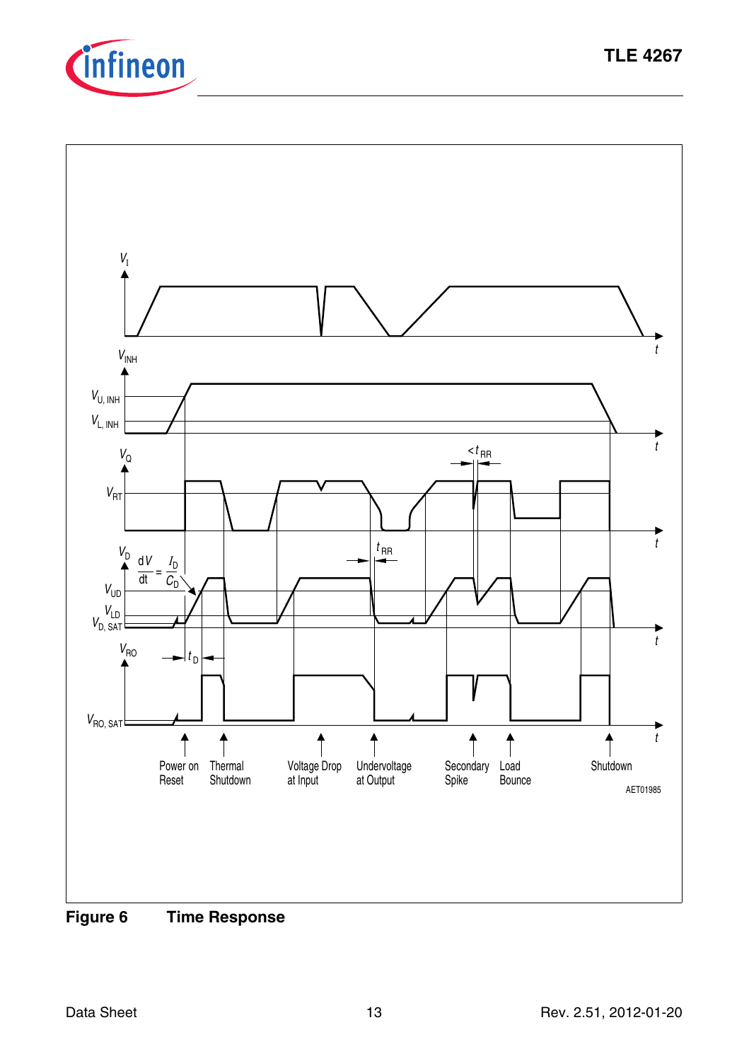**Figure 6 Time Response**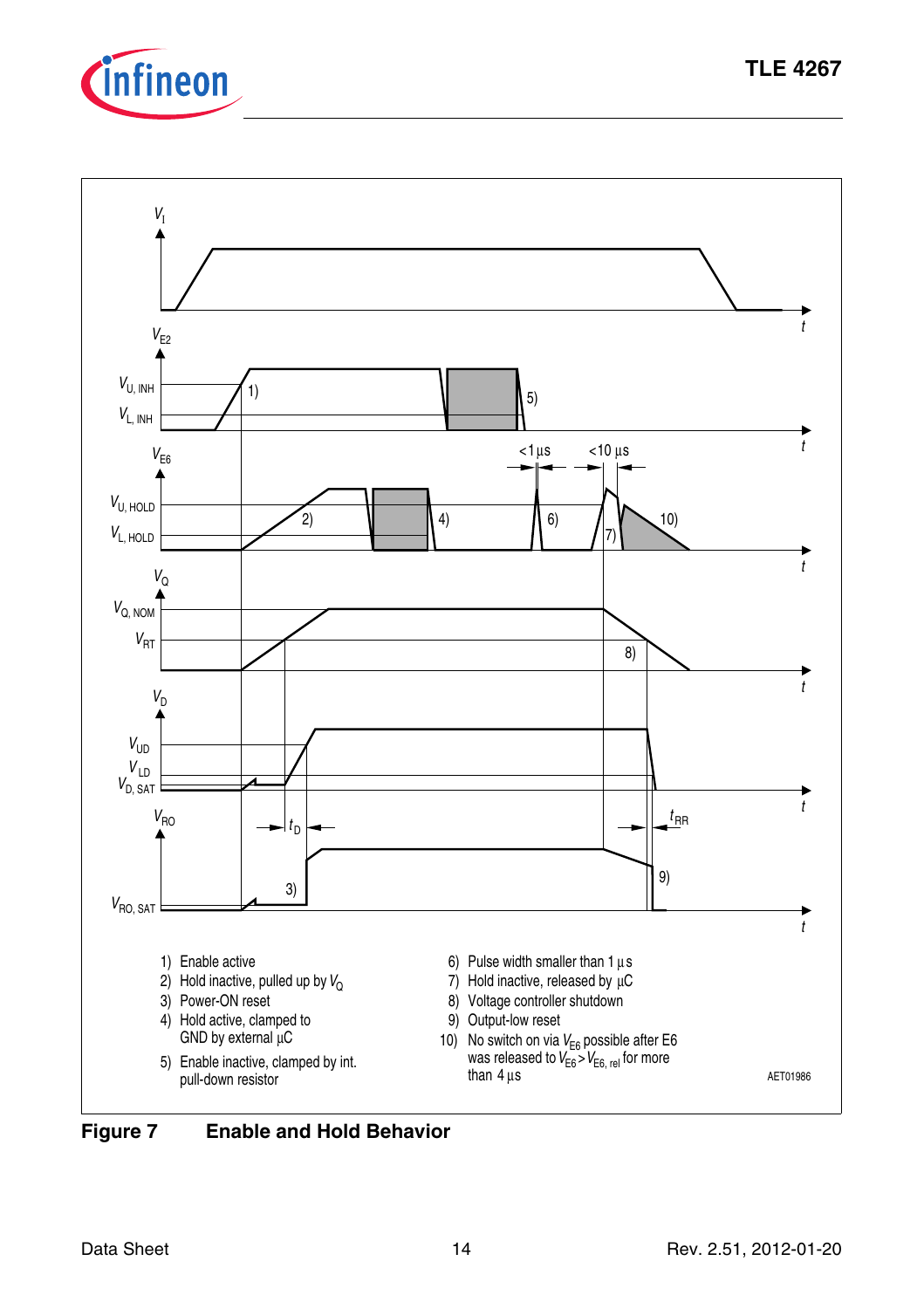1) Enable active
2) Hold inactive, pulled up by $V_Q$
3) Power-ON reset
4) Hold active, clamped to GND by external µC
5) Enable inactive, clamped by int. pull-down resistor
6) Pulse width smaller than 1 µs
7) Hold inactive, released by µC
8) Voltage controller shutdown
9) Output-low reset
10) No switch on via $V_{E6}$ possible after E6 was released to $V_{E6} > V_{E6,\,rel}$ for more than 4 µs

AET01986

**Figure 7 Enable and Hold Behavior**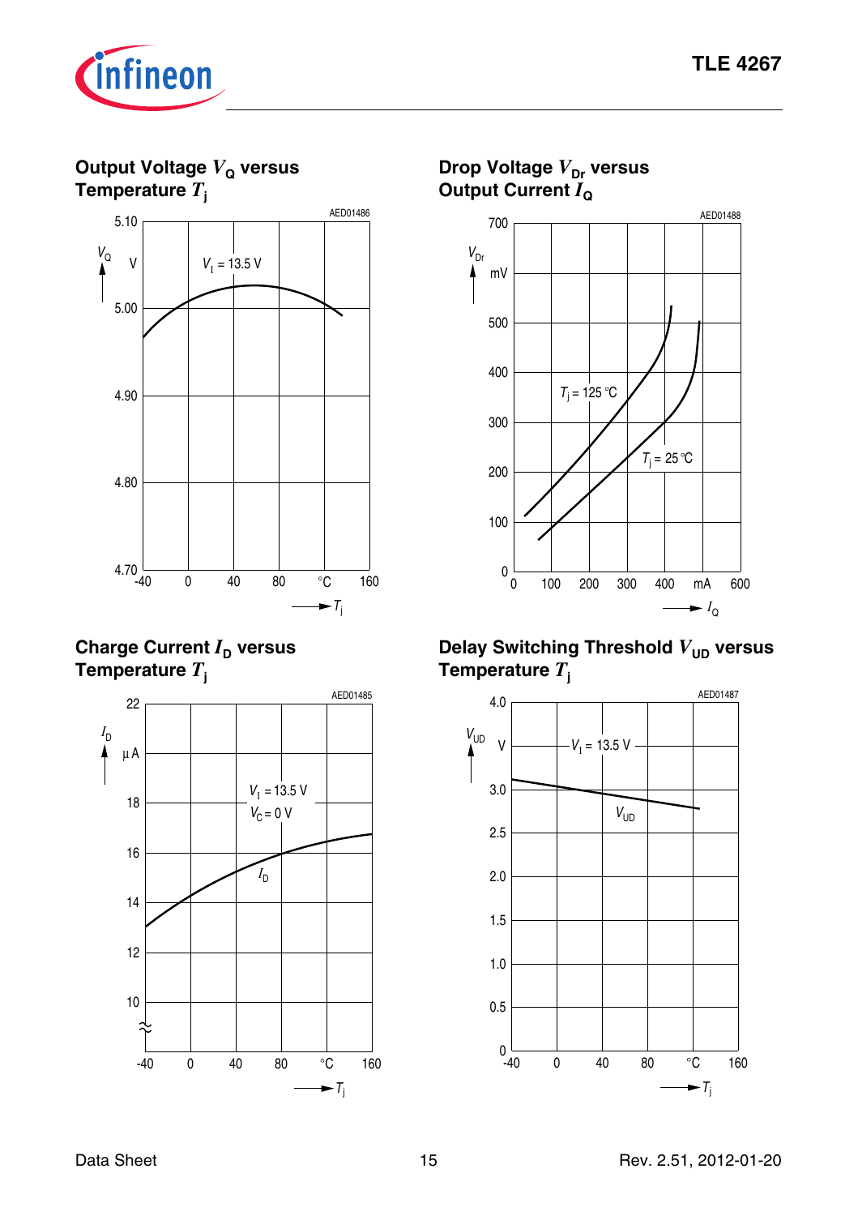## Output Voltage $V_Q$ versus Temperature $T_j$

AED01486

$V_Q$ (V) vs. $T_j$ (°C); $V_I$ = 13.5 V

## Drop Voltage $V_{Dr}$ versus Output Current $I_Q$

AED01488

$V_{Dr}$ (mV) vs. $I_Q$ (mA); $T_j$ = 125 °C; $T_j$ = 25 °C

## Charge Current $I_D$ versus Temperature $T_j$

AED01485

$I_D$ (µA) vs. $T_j$ (°C); $V_I$ = 13.5 V; $V_C$ = 0 V

## Delay Switching Threshold $V_{UD}$ versus Temperature $T_j$

AED01487

$V_{UD}$ (V) vs. $T_j$ (°C); $V_I$ = 13.5 V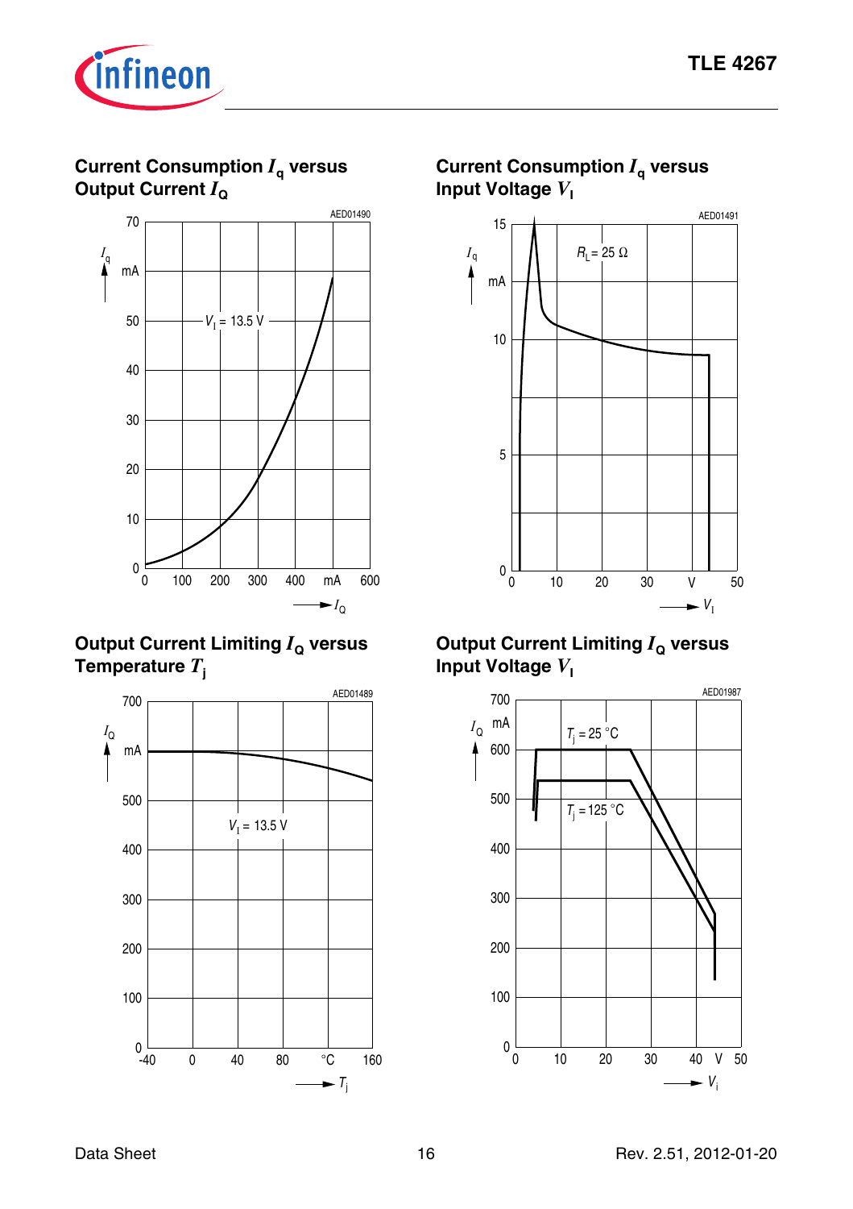## Current Consumption $I_q$ versus Output Current $I_Q$

AED01490

$V_I$ = 13.5 V

## Current Consumption $I_q$ versus Input Voltage $V_I$

AED01491

$R_L$ = 25 Ω

## Output Current Limiting $I_Q$ versus Temperature $T_j$

AED01489

$V_I$ = 13.5 V

## Output Current Limiting $I_Q$ versus Input Voltage $V_I$

AED01987

$T_j$ = 25 °C

$T_j$ = 125 °C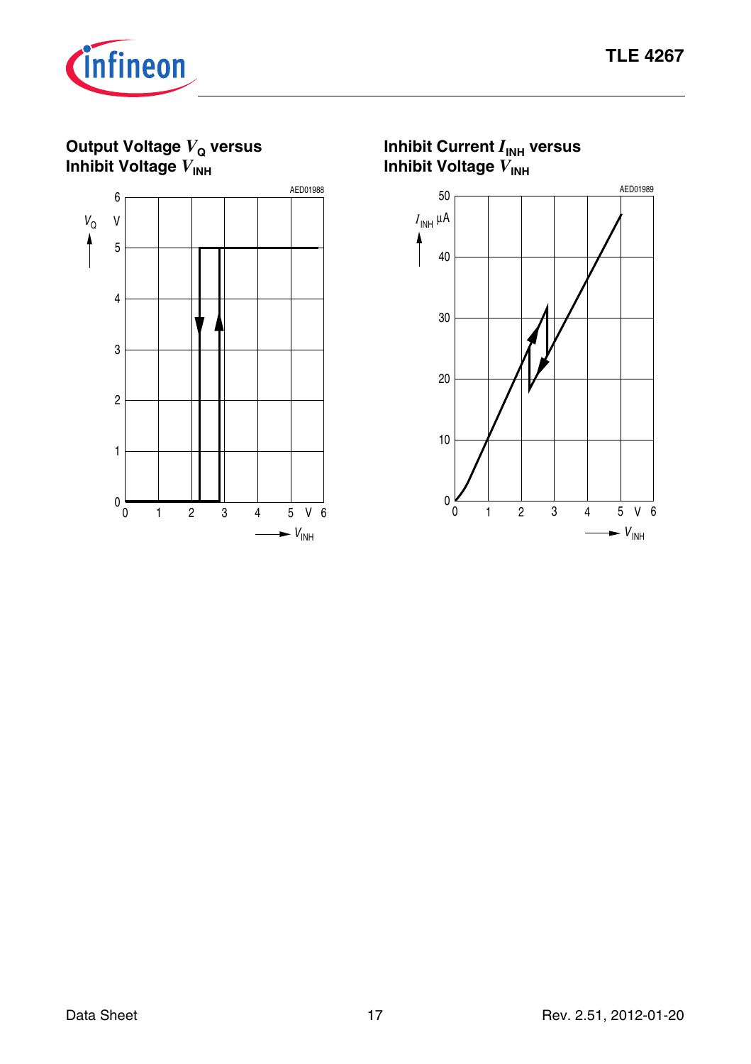**Output Voltage $V_Q$ versus Inhibit Voltage $V_{INH}$**

AED01988

$V_Q$ (V) versus $V_{INH}$ (V)

**Inhibit Current $I_{INH}$ versus Inhibit Voltage $V_{INH}$**

AED01989

$I_{INH}$ (µA) versus $V_{INH}$ (V)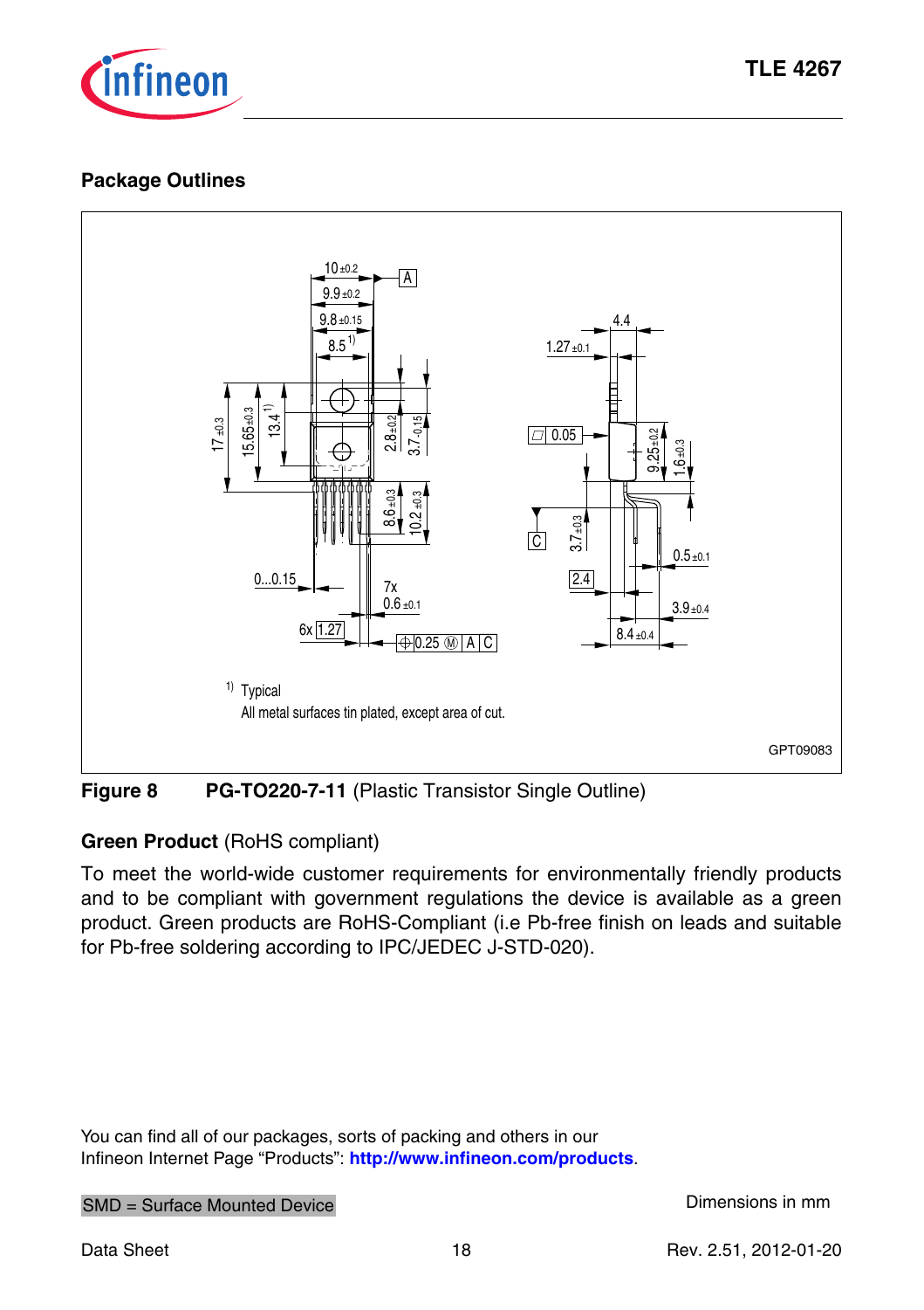## Package Outlines

¹⁾ Typical

All metal surfaces tin plated, except area of cut.

GPT09083

**Figure 8 PG-TO220-7-11** (Plastic Transistor Single Outline)

### Green Product (RoHS compliant)

To meet the world-wide customer requirements for environmentally friendly products and to be compliant with government regulations the device is available as a green product. Green products are RoHS-Compliant (i.e Pb-free finish on leads and suitable for Pb-free soldering according to IPC/JEDEC J-STD-020).

You can find all of our packages, sorts of packing and others in our Infineon Internet Page "Products": **http://www.infineon.com/products**.

SMD = Surface Mounted Device

Dimensions in mm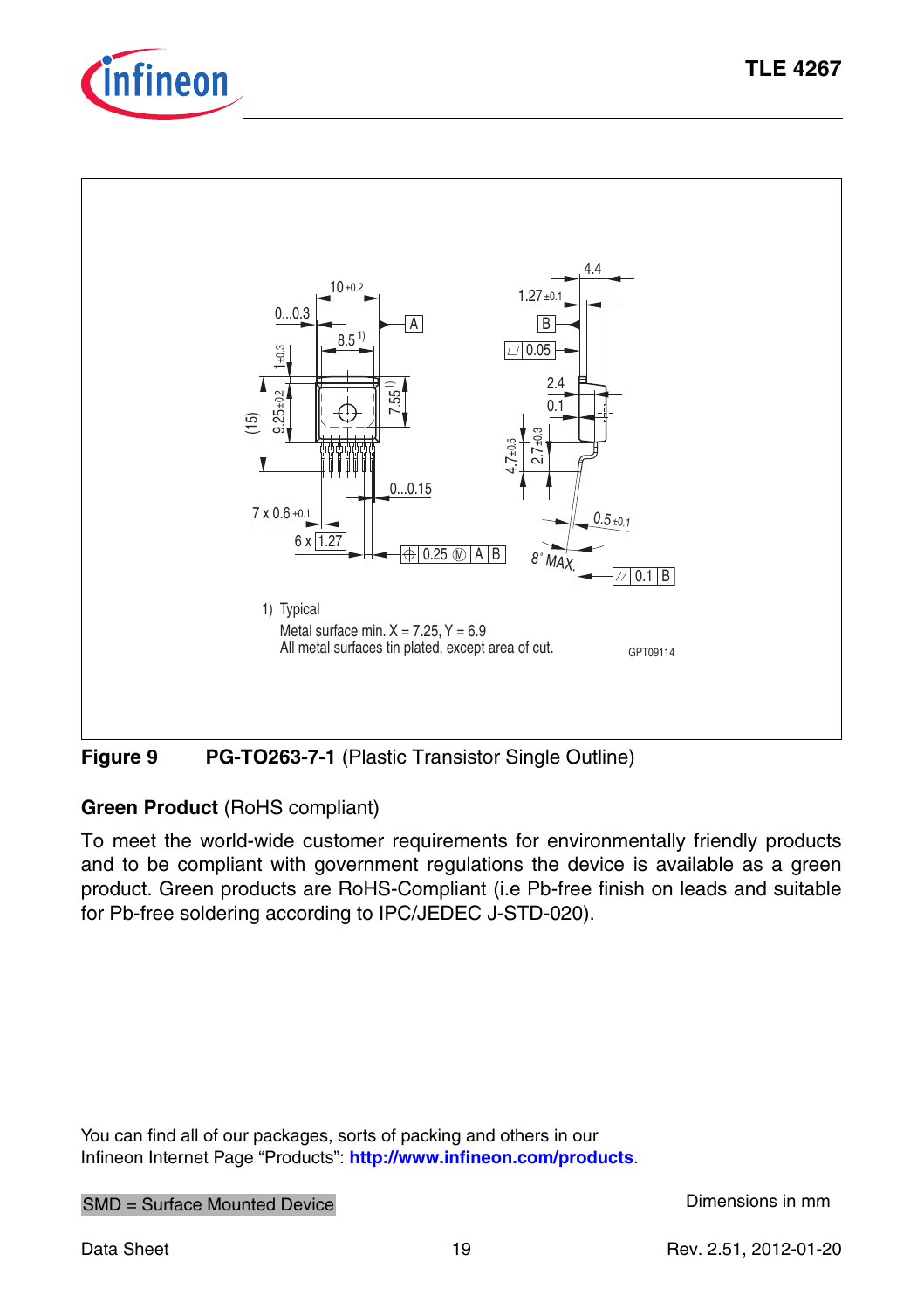1) Typical
Metal surface min. X = 7.25, Y = 6.9
All metal surfaces tin plated, except area of cut.

GPT09114

**Figure 9** **PG-TO263-7-1** (Plastic Transistor Single Outline)

**Green Product** (RoHS compliant)

To meet the world-wide customer requirements for environmentally friendly products and to be compliant with government regulations the device is available as a green product. Green products are RoHS-Compliant (i.e Pb-free finish on leads and suitable for Pb-free soldering according to IPC/JEDEC J-STD-020).

You can find all of our packages, sorts of packing and others in our
Infineon Internet Page "Products": **http://www.infineon.com/products**.

SMD = Surface Mounted Device

Dimensions in mm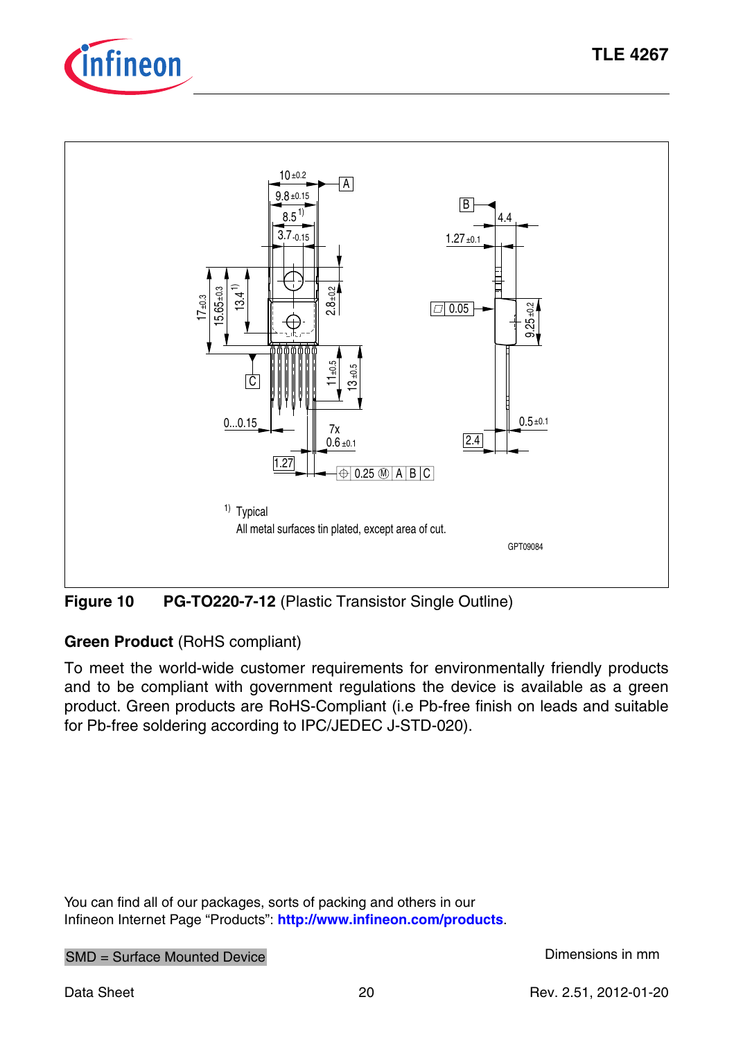Figure 10 **PG-TO220-7-12** (Plastic Transistor Single Outline)

**Green Product** (RoHS compliant)

To meet the world-wide customer requirements for environmentally friendly products and to be compliant with government regulations the device is available as a green product. Green products are RoHS-Compliant (i.e Pb-free finish on leads and suitable for Pb-free soldering according to IPC/JEDEC J-STD-020).

You can find all of our packages, sorts of packing and others in our Infineon Internet Page “Products”: **http://www.infineon.com/products**.

SMD = Surface Mounted Device

Dimensions in mm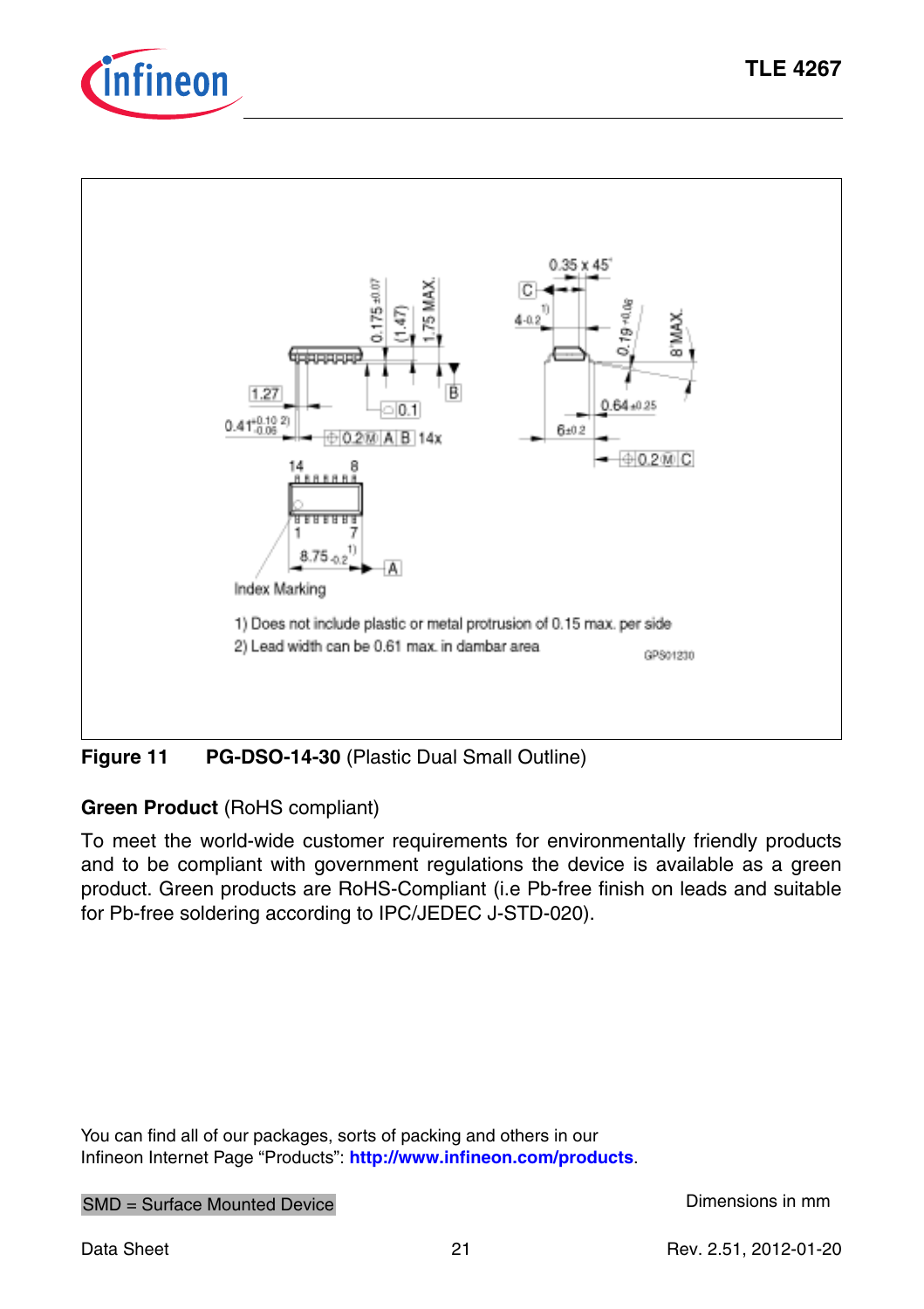**Figure 11** **PG-DSO-14-30** (Plastic Dual Small Outline)

**Green Product** (RoHS compliant)

To meet the world-wide customer requirements for environmentally friendly products and to be compliant with government regulations the device is available as a green product. Green products are RoHS-Compliant (i.e Pb-free finish on leads and suitable for Pb-free soldering according to IPC/JEDEC J-STD-020).

You can find all of our packages, sorts of packing and others in our Infineon Internet Page "Products": **http://www.infineon.com/products**.

SMD = Surface Mounted Device

Dimensions in mm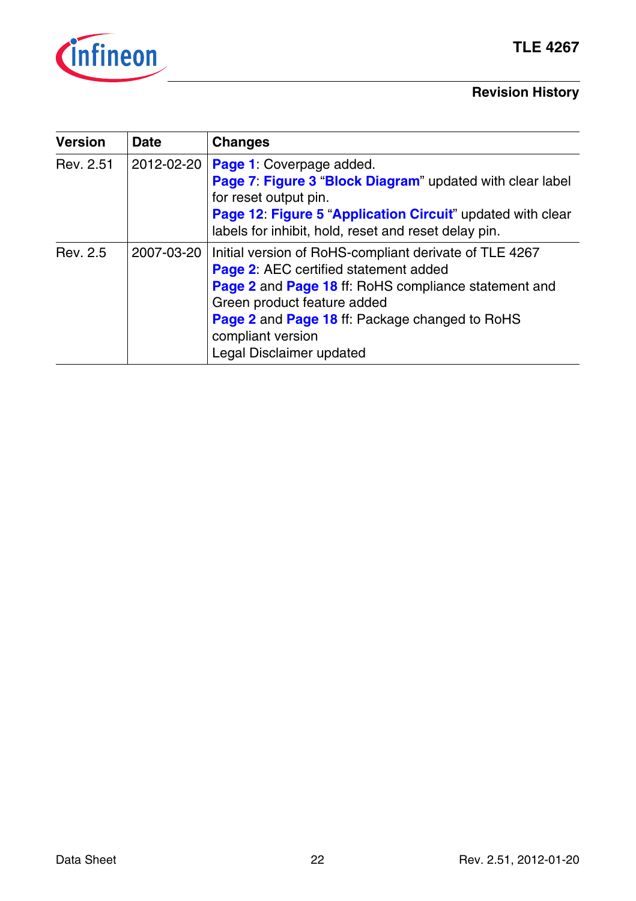## Revision History

| Version | Date | Changes |
|---|---|---|
| Rev. 2.51 | 2012-02-20 | **Page 1**: Coverpage added.<br>**Page 7**: **Figure 3** "**Block Diagram**" updated with clear label for reset output pin.<br>**Page 12**: **Figure 5** "**Application Circuit**" updated with clear labels for inhibit, hold, reset and reset delay pin. |
| Rev. 2.5 | 2007-03-20 | Initial version of RoHS-compliant derivate of TLE 4267<br>**Page 2**: AEC certified statement added<br>**Page 2** and **Page 18** ff: RoHS compliance statement and Green product feature added<br>**Page 2** and **Page 18** ff: Package changed to RoHS compliant version<br>Legal Disclaimer updated |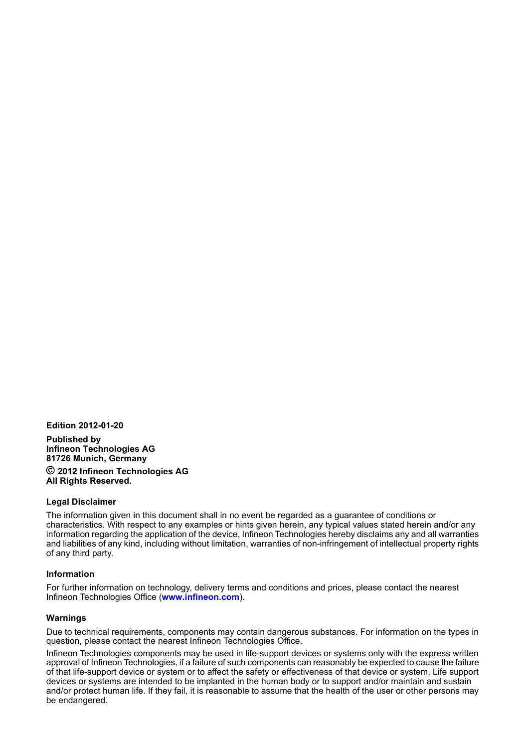**Edition 2012-01-20**

**Published by**
**Infineon Technologies AG**
**81726 Munich, Germany**

**© 2012 Infineon Technologies AG**
**All Rights Reserved.**

### Legal Disclaimer

The information given in this document shall in no event be regarded as a guarantee of conditions or characteristics. With respect to any examples or hints given herein, any typical values stated herein and/or any information regarding the application of the device, Infineon Technologies hereby disclaims any and all warranties and liabilities of any kind, including without limitation, warranties of non-infringement of intellectual property rights of any third party.

### Information

For further information on technology, delivery terms and conditions and prices, please contact the nearest Infineon Technologies Office (**www.infineon.com**).

### Warnings

Due to technical requirements, components may contain dangerous substances. For information on the types in question, please contact the nearest Infineon Technologies Office.

Infineon Technologies components may be used in life-support devices or systems only with the express written approval of Infineon Technologies, if a failure of such components can reasonably be expected to cause the failure of that life-support device or system or to affect the safety or effectiveness of that device or system. Life support devices or systems are intended to be implanted in the human body or to support and/or maintain and sustain and/or protect human life. If they fail, it is reasonable to assume that the health of the user or other persons may be endangered.